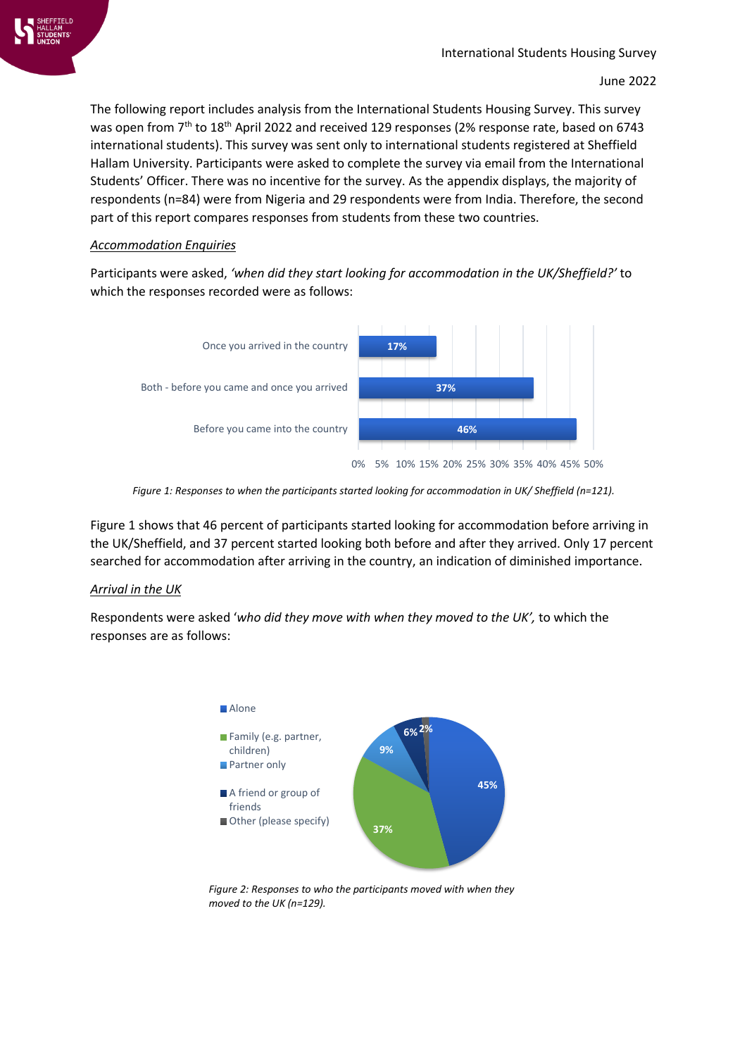International Students Housing Survey

June 2022

The following report includes analysis from the International Students Housing Survey. This survey was open from 7th to 18th April 2022 and received 129 responses (2% response rate, based on 6743 international students). This survey was sent only to international students registered at Sheffield Hallam University. Participants were asked to complete the survey via email from the International Students' Officer. There was no incentive for the survey. As the appendix displays, the majority of respondents (n=84) were from Nigeria and 29 respondents were from India. Therefore, the second part of this report compares responses from students from these two countries.

*Accommodation Enquiries*

Participants were asked, *'when did they start looking for accommodation in the UK/Sheffield?'* to which the responses recorded were as follows:

| Response | Percentage |
|---|---|
| Once you arrived in the country | 17% |
| Both - before you came and once you arrived | 37% |
| Before you came into the country | 46% |

*Figure 1: Responses to when the participants started looking for accommodation in UK/ Sheffield (n=121).*

Figure 1 shows that 46 percent of participants started looking for accommodation before arriving in the UK/Sheffield, and 37 percent started looking both before and after they arrived. Only 17 percent searched for accommodation after arriving in the country, an indication of diminished importance.

*Arrival in the UK*

Respondents were asked '*who did they move with when they moved to the UK',* to which the responses are as follows:

| Response | Percentage |
|---|---|
| Alone | 45% |
| Family (e.g. partner, children) | 37% |
| Partner only | 9% |
| A friend or group of friends | 6% |
| Other (please specify) | 2% |

*Figure 2: Responses to who the participants moved with when they moved to the UK (n=129).*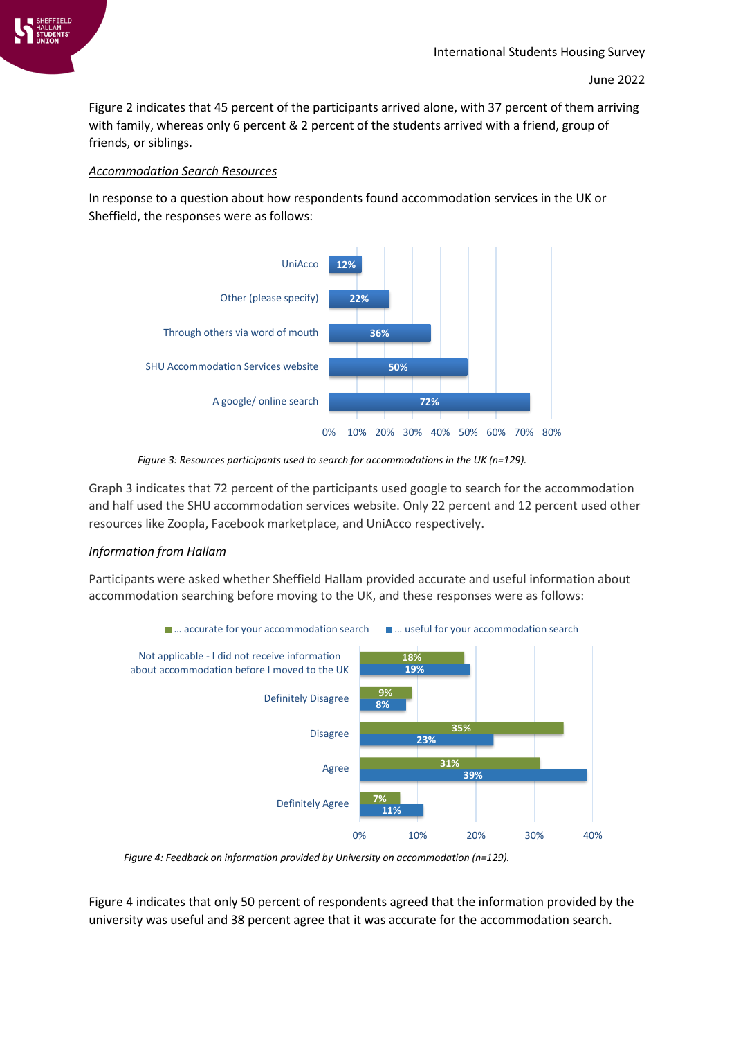Figure 2 indicates that 45 percent of the participants arrived alone, with 37 percent of them arriving with family, whereas only 6 percent & 2 percent of the students arrived with a friend, group of friends, or siblings.

*Accommodation Search Resources*

In response to a question about how respondents found accommodation services in the UK or Sheffield, the responses were as follows:

| Resource | Percentage |
| --- | --- |
| UniAcco | 12% |
| Other (please specify) | 22% |
| Through others via word of mouth | 36% |
| SHU Accommodation Services website | 50% |
| A google/ online search | 72% |

*Figure 3: Resources participants used to search for accommodations in the UK (n=129).*

Graph 3 indicates that 72 percent of the participants used google to search for the accommodation and half used the SHU accommodation services website. Only 22 percent and 12 percent used other resources like Zoopla, Facebook marketplace, and UniAcco respectively.

*Information from Hallam*

Participants were asked whether Sheffield Hallam provided accurate and useful information about accommodation searching before moving to the UK, and these responses were as follows:

| Response | ... accurate for your accommodation search | ... useful for your accommodation search |
| --- | --- | --- |
| Not applicable - I did not receive information about accommodation before I moved to the UK | 18% | 19% |
| Definitely Disagree | 9% | 8% |
| Disagree | 35% | 23% |
| Agree | 31% | 39% |
| Definitely Agree | 7% | 11% |

*Figure 4: Feedback on information provided by University on accommodation (n=129).*

Figure 4 indicates that only 50 percent of respondents agreed that the information provided by the university was useful and 38 percent agree that it was accurate for the accommodation search.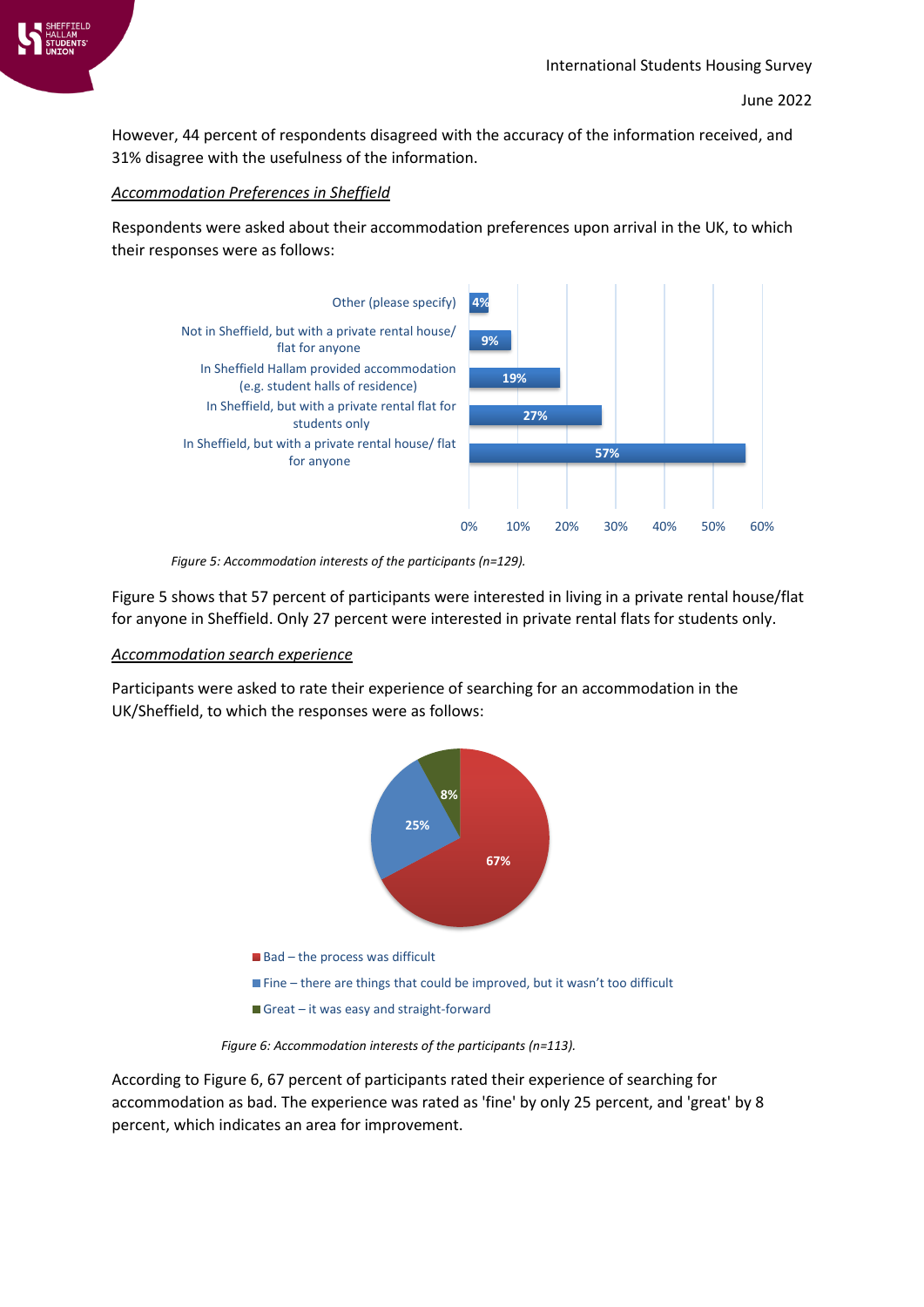However, 44 percent of respondents disagreed with the accuracy of the information received, and 31% disagree with the usefulness of the information.

*Accommodation Preferences in Sheffield*

Respondents were asked about their accommodation preferences upon arrival in the UK, to which their responses were as follows:

| Accommodation preference | Percentage |
| --- | --- |
| Other (please specify) | 4% |
| Not in Sheffield, but with a private rental house/ flat for anyone | 9% |
| In Sheffield Hallam provided accommodation (e.g. student halls of residence) | 19% |
| In Sheffield, but with a private rental flat for students only | 27% |
| In Sheffield, but with a private rental house/ flat for anyone | 57% |

*Figure 5: Accommodation interests of the participants (n=129).*

Figure 5 shows that 57 percent of participants were interested in living in a private rental house/flat for anyone in Sheffield. Only 27 percent were interested in private rental flats for students only.

*Accommodation search experience*

Participants were asked to rate their experience of searching for an accommodation in the UK/Sheffield, to which the responses were as follows:

| Rating | Percentage |
| --- | --- |
| Bad – the process was difficult | 67% |
| Fine – there are things that could be improved, but it wasn't too difficult | 25% |
| Great – it was easy and straight-forward | 8% |

*Figure 6: Accommodation interests of the participants (n=113).*

According to Figure 6, 67 percent of participants rated their experience of searching for accommodation as bad. The experience was rated as 'fine' by only 25 percent, and 'great' by 8 percent, which indicates an area for improvement.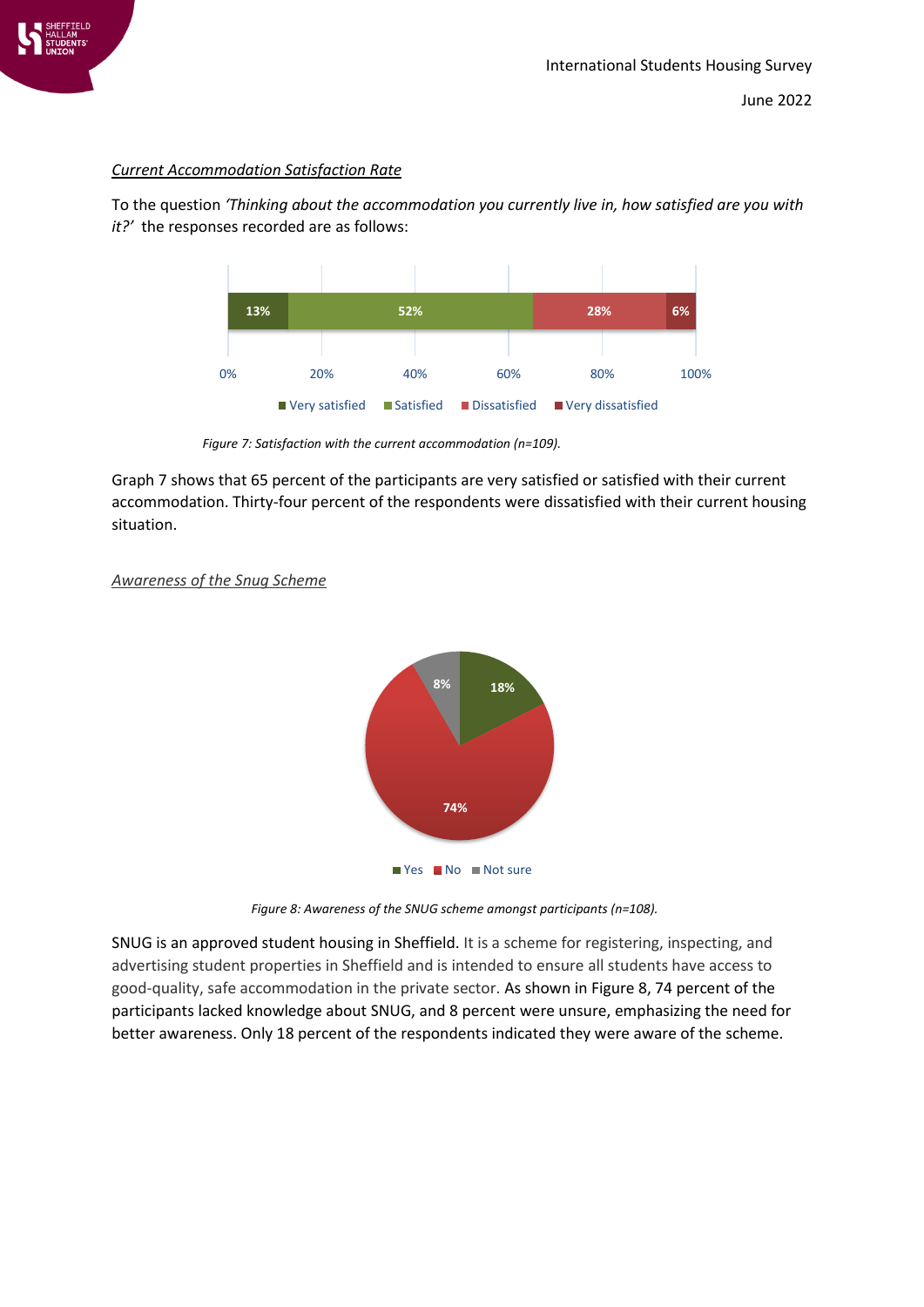*Current Accommodation Satisfaction Rate*

To the question *'Thinking about the accommodation you currently live in, how satisfied are you with it?'* the responses recorded are as follows:

*Figure 7: Satisfaction with the current accommodation (n=109).*

Graph 7 shows that 65 percent of the participants are very satisfied or satisfied with their current accommodation. Thirty-four percent of the respondents were dissatisfied with their current housing situation.

*Awareness of the Snug Scheme*

*Figure 8: Awareness of the SNUG scheme amongst participants (n=108).*

SNUG is an approved student housing in Sheffield. It is a scheme for registering, inspecting, and advertising student properties in Sheffield and is intended to ensure all students have access to good-quality, safe accommodation in the private sector. As shown in Figure 8, 74 percent of the participants lacked knowledge about SNUG, and 8 percent were unsure, emphasizing the need for better awareness. Only 18 percent of the respondents indicated they were aware of the scheme.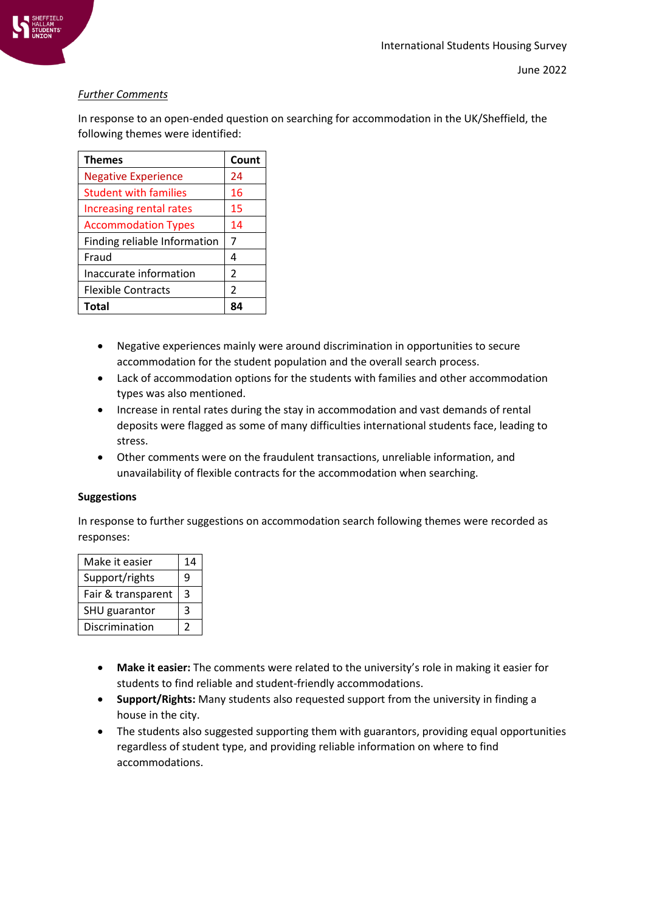*Further Comments*

In response to an open-ended question on searching for accommodation in the UK/Sheffield, the following themes were identified:

| Themes | Count |
|---|---|
| Negative Experience | 24 |
| Student with families | 16 |
| Increasing rental rates | 15 |
| Accommodation Types | 14 |
| Finding reliable Information | 7 |
| Fraud | 4 |
| Inaccurate information | 2 |
| Flexible Contracts | 2 |
| **Total** | **84** |

- Negative experiences mainly were around discrimination in opportunities to secure accommodation for the student population and the overall search process.
- Lack of accommodation options for the students with families and other accommodation types was also mentioned.
- Increase in rental rates during the stay in accommodation and vast demands of rental deposits were flagged as some of many difficulties international students face, leading to stress.
- Other comments were on the fraudulent transactions, unreliable information, and unavailability of flexible contracts for the accommodation when searching.

**Suggestions**

In response to further suggestions on accommodation search following themes were recorded as responses:

| | |
|---|---|
| Make it easier | 14 |
| Support/rights | 9 |
| Fair & transparent | 3 |
| SHU guarantor | 3 |
| Discrimination | 2 |

- **Make it easier:** The comments were related to the university's role in making it easier for students to find reliable and student-friendly accommodations.
- **Support/Rights:** Many students also requested support from the university in finding a house in the city.
- The students also suggested supporting them with guarantors, providing equal opportunities regardless of student type, and providing reliable information on where to find accommodations.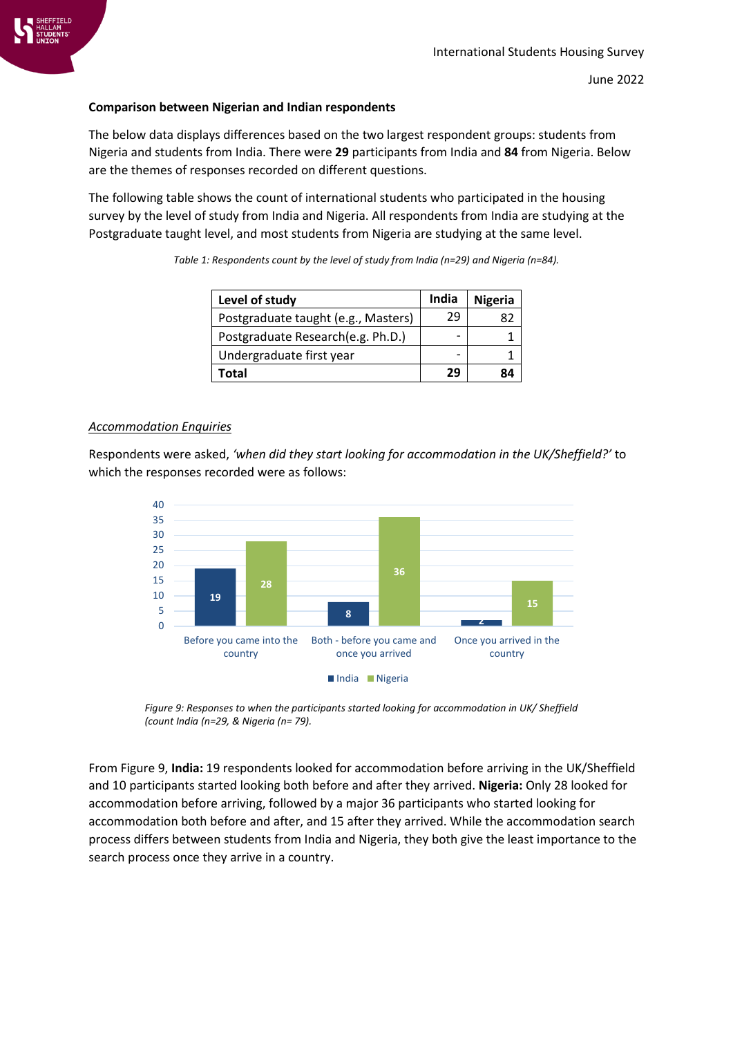### Comparison between Nigerian and Indian respondents

The below data displays differences based on the two largest respondent groups: students from Nigeria and students from India. There were **29** participants from India and **84** from Nigeria. Below are the themes of responses recorded on different questions.

The following table shows the count of international students who participated in the housing survey by the level of study from India and Nigeria. All respondents from India are studying at the Postgraduate taught level, and most students from Nigeria are studying at the same level.

*Table 1: Respondents count by the level of study from India (n=29) and Nigeria (n=84).*

| Level of study | India | Nigeria |
|---|---|---|
| Postgraduate taught (e.g., Masters) | 29 | 82 |
| Postgraduate Research(e.g. Ph.D.) | - | 1 |
| Undergraduate first year | - | 1 |
| **Total** | **29** | **84** |

*Accommodation Enquiries*

Respondents were asked, *'when did they start looking for accommodation in the UK/Sheffield?'* to which the responses recorded were as follows:

| | India | Nigeria |
|---|---|---|
| Before you came into the country | 19 | 28 |
| Both - before you came and once you arrived | 8 | 36 |
| Once you arrived in the country | 2 | 15 |

*Figure 9: Responses to when the participants started looking for accommodation in UK/ Sheffield (count India (n=29, & Nigeria (n= 79).*

From Figure 9, **India:** 19 respondents looked for accommodation before arriving in the UK/Sheffield and 10 participants started looking both before and after they arrived. **Nigeria:** Only 28 looked for accommodation before arriving, followed by a major 36 participants who started looking for accommodation both before and after, and 15 after they arrived. While the accommodation search process differs between students from India and Nigeria, they both give the least importance to the search process once they arrive in a country.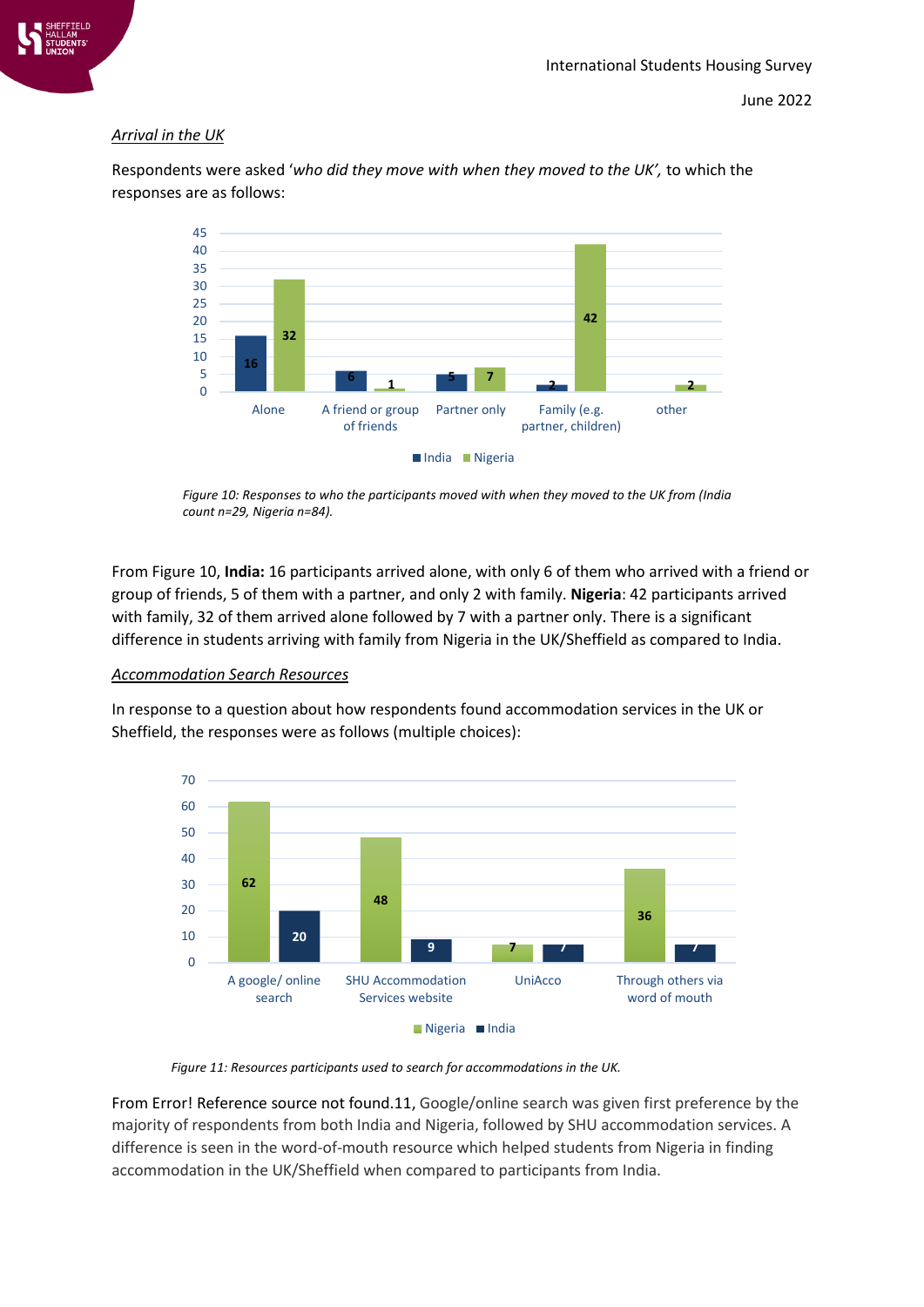*Arrival in the UK*

Respondents were asked '*who did they move with when they moved to the UK',* to which the responses are as follows:

*Figure 10: Responses to who the participants moved with when they moved to the UK from (India count n=29, Nigeria n=84).*

From Figure 10, **India:** 16 participants arrived alone, with only 6 of them who arrived with a friend or group of friends, 5 of them with a partner, and only 2 with family. **Nigeria**: 42 participants arrived with family, 32 of them arrived alone followed by 7 with a partner only. There is a significant difference in students arriving with family from Nigeria in the UK/Sheffield as compared to India.

*Accommodation Search Resources*

In response to a question about how respondents found accommodation services in the UK or Sheffield, the responses were as follows (multiple choices):

*Figure 11: Resources participants used to search for accommodations in the UK.*

From Error! Reference source not found.11, Google/online search was given first preference by the majority of respondents from both India and Nigeria, followed by SHU accommodation services. A difference is seen in the word-of-mouth resource which helped students from Nigeria in finding accommodation in the UK/Sheffield when compared to participants from India.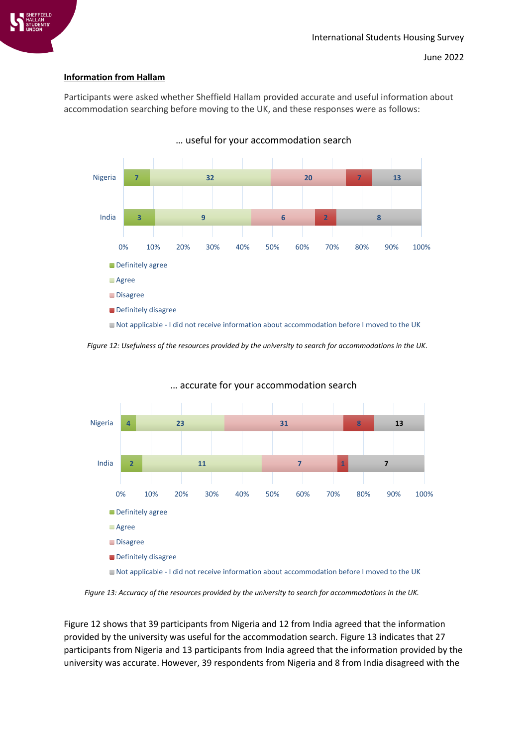### Information from Hallam

Participants were asked whether Sheffield Hallam provided accurate and useful information about accommodation searching before moving to the UK, and these responses were as follows:

… useful for your accommodation search

| | Definitely agree | Agree | Disagree | Definitely disagree | Not applicable - I did not receive information about accommodation before I moved to the UK |
|---|---|---|---|---|---|
| Nigeria | 7 | 32 | 20 | 7 | 13 |
| India | 3 | 9 | 6 | 2 | 8 |

*Figure 12: Usefulness of the resources provided by the university to search for accommodations in the UK.*

… accurate for your accommodation search

| | Definitely agree | Agree | Disagree | Definitely disagree | Not applicable - I did not receive information about accommodation before I moved to the UK |
|---|---|---|---|---|---|
| Nigeria | 4 | 23 | 31 | 8 | 13 |
| India | 2 | 11 | 7 | 1 | 7 |

*Figure 13: Accuracy of the resources provided by the university to search for accommodations in the UK.*

Figure 12 shows that 39 participants from Nigeria and 12 from India agreed that the information provided by the university was useful for the accommodation search. Figure 13 indicates that 27 participants from Nigeria and 13 participants from India agreed that the information provided by the university was accurate. However, 39 respondents from Nigeria and 8 from India disagreed with the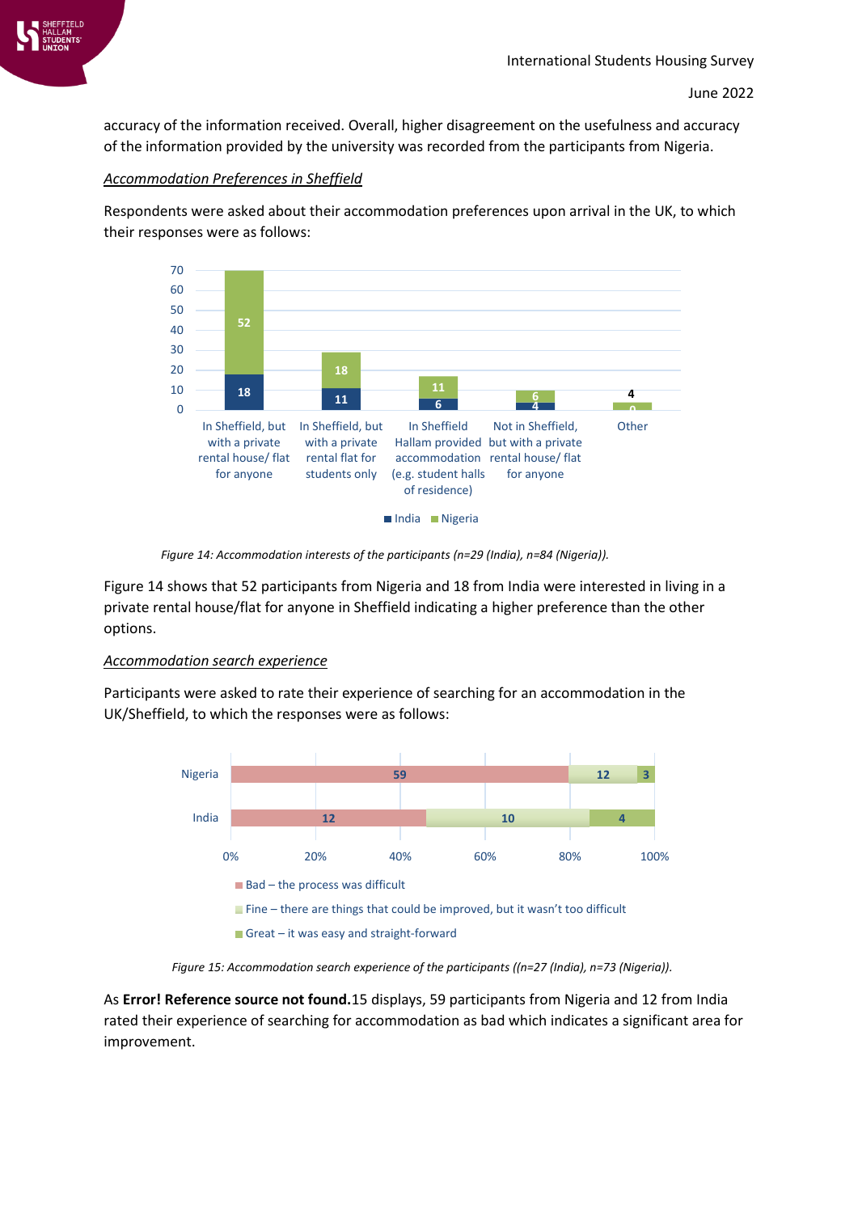accuracy of the information received. Overall, higher disagreement on the usefulness and accuracy of the information provided by the university was recorded from the participants from Nigeria.

*Accommodation Preferences in Sheffield*

Respondents were asked about their accommodation preferences upon arrival in the UK, to which their responses were as follows:

| | India | Nigeria |
|---|---|---|
| In Sheffield, but with a private rental house/ flat for anyone | 18 | 52 |
| In Sheffield, but with a private rental flat for students only | 11 | 18 |
| In Sheffield Hallam provided accommodation (e.g. student halls of residence) | 6 | 11 |
| Not in Sheffield, but with a private rental house/ flat for anyone | 4 | 6 |
| Other | 4 | 0 |

*Figure 14: Accommodation interests of the participants (n=29 (India), n=84 (Nigeria)).*

Figure 14 shows that 52 participants from Nigeria and 18 from India were interested in living in a private rental house/flat for anyone in Sheffield indicating a higher preference than the other options.

*Accommodation search experience*

Participants were asked to rate their experience of searching for an accommodation in the UK/Sheffield, to which the responses were as follows:

| | Bad – the process was difficult | Fine – there are things that could be improved, but it wasn't too difficult | Great – it was easy and straight-forward |
|---|---|---|---|
| Nigeria | 59 | 12 | 3 |
| India | 12 | 10 | 4 |

*Figure 15: Accommodation search experience of the participants ((n=27 (India), n=73 (Nigeria)).*

As **Error! Reference source not found.**15 displays, 59 participants from Nigeria and 12 from India rated their experience of searching for accommodation as bad which indicates a significant area for improvement.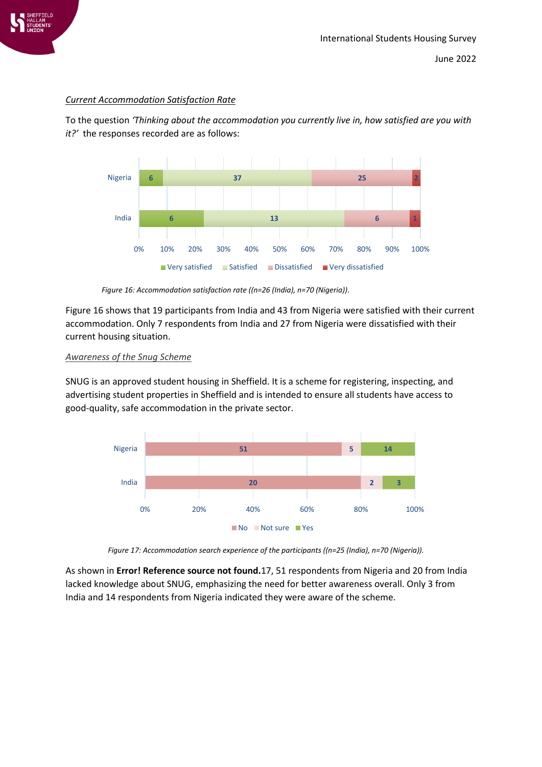*Current Accommodation Satisfaction Rate*

To the question *'Thinking about the accommodation you currently live in, how satisfied are you with it?'* the responses recorded are as follows:

| | Very satisfied | Satisfied | Dissatisfied | Very dissatisfied |
|---|---|---|---|---|
| Nigeria | 6 | 37 | 25 | 2 |
| India | 6 | 13 | 6 | 1 |

*Figure 16: Accommodation satisfaction rate ((n=26 (India), n=70 (Nigeria)).*

Figure 16 shows that 19 participants from India and 43 from Nigeria were satisfied with their current accommodation. Only 7 respondents from India and 27 from Nigeria were dissatisfied with their current housing situation.

*Awareness of the Snug Scheme*

SNUG is an approved student housing in Sheffield. It is a scheme for registering, inspecting, and advertising student properties in Sheffield and is intended to ensure all students have access to good-quality, safe accommodation in the private sector.

| | No | Not sure | Yes |
|---|---|---|---|
| Nigeria | 51 | 5 | 14 |
| India | 20 | 2 | 3 |

*Figure 17: Accommodation search experience of the participants ((n=25 (India), n=70 (Nigeria)).*

As shown in **Error! Reference source not found.**17, 51 respondents from Nigeria and 20 from India lacked knowledge about SNUG, emphasizing the need for better awareness overall. Only 3 from India and 14 respondents from Nigeria indicated they were aware of the scheme.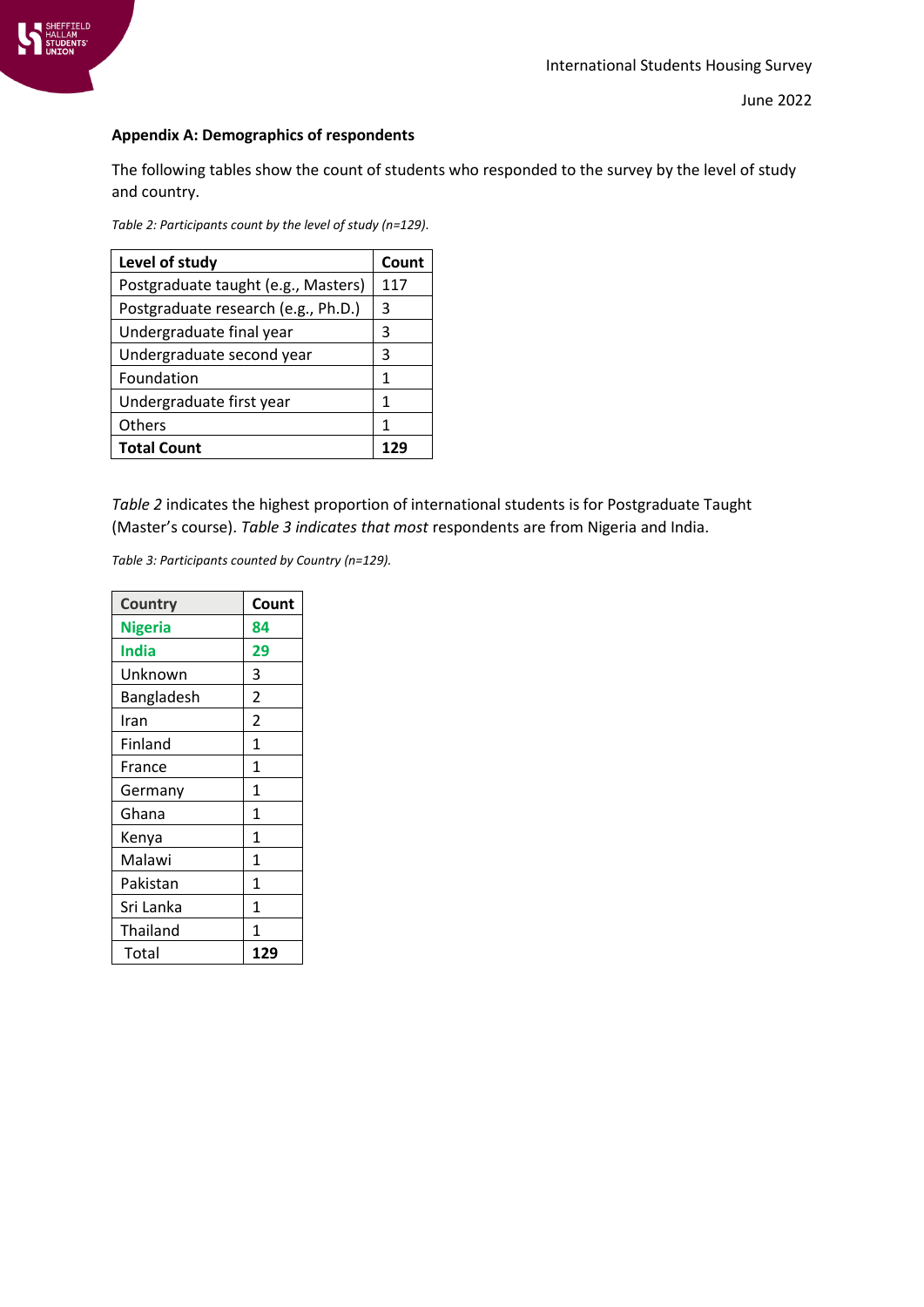### Appendix A: Demographics of respondents

The following tables show the count of students who responded to the survey by the level of study and country.

*Table 2: Participants count by the level of study (n=129).*

| Level of study | Count |
|---|---|
| Postgraduate taught (e.g., Masters) | 117 |
| Postgraduate research (e.g., Ph.D.) | 3 |
| Undergraduate final year | 3 |
| Undergraduate second year | 3 |
| Foundation | 1 |
| Undergraduate first year | 1 |
| Others | 1 |
| **Total Count** | **129** |

*Table 2* indicates the highest proportion of international students is for Postgraduate Taught (Master's course). *Table 3 indicates that most* respondents are from Nigeria and India.

*Table 3: Participants counted by Country (n=129).*

| Country | Count |
|---|---|
| **Nigeria** | **84** |
| **India** | **29** |
| Unknown | 3 |
| Bangladesh | 2 |
| Iran | 2 |
| Finland | 1 |
| France | 1 |
| Germany | 1 |
| Ghana | 1 |
| Kenya | 1 |
| Malawi | 1 |
| Pakistan | 1 |
| Sri Lanka | 1 |
| Thailand | 1 |
| Total | **129** |